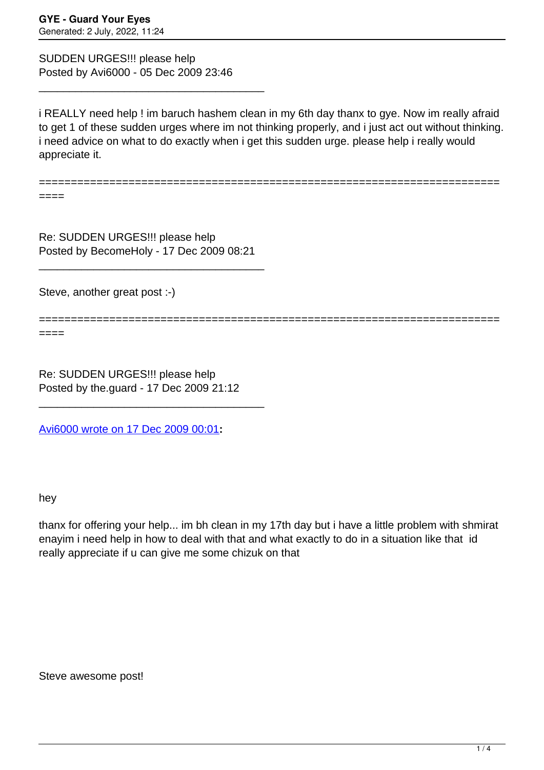SUDDEN URGES!!! please help
Posted by Avi6000 - 05 Dec 2009 23:46

---

i REALLY need help ! im baruch hashem clean in my 6th day thanx to gye. Now im really afraid to get 1 of these sudden urges where im not thinking properly, and i just act out without thinking. i need advice on what to do exactly when i get this sudden urge. please help i really would appreciate it.

============================================================================

Re: SUDDEN URGES!!! please help
Posted by BecomeHoly - 17 Dec 2009 08:21

---

Steve, another great post :-)

============================================================================

Re: SUDDEN URGES!!! please help
Posted by the.guard - 17 Dec 2009 21:12

---

Avi6000 wrote on 17 Dec 2009 00:01**:**

hey

thanx for offering your help... im bh clean in my 17th day but i have a little problem with shmirat enayim i need help in how to deal with that and what exactly to do in a situation like that id really appreciate it if u can give me some chizuk on that

Steve awesome post!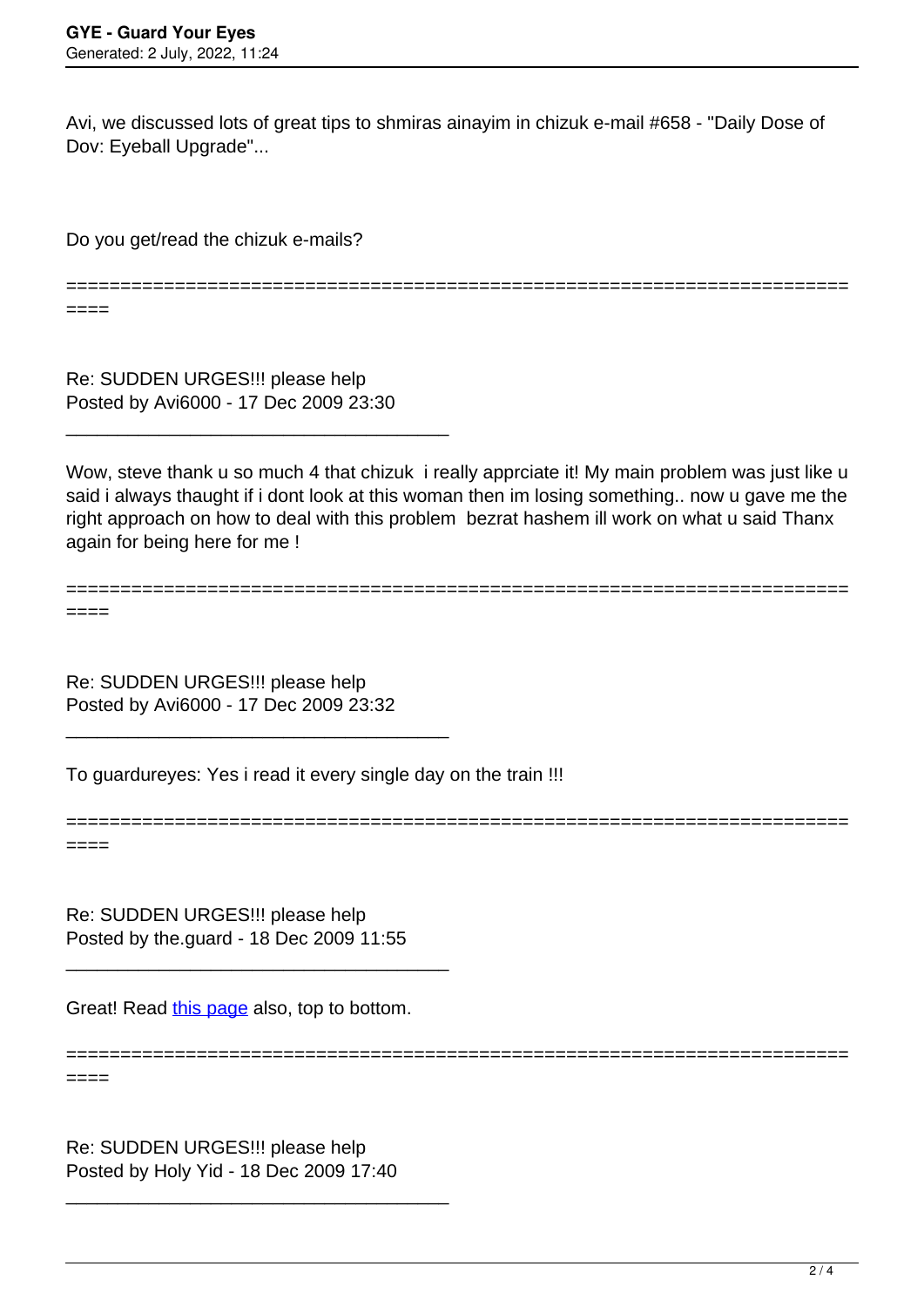Avi, we discussed lots of great tips to shmiras ainayim in chizuk e-mail #658 - "Daily Dose of Dov: Eyeball Upgrade"...

Do you get/read the chizuk e-mails?

============================================================================

Re: SUDDEN URGES!!! please help
Posted by Avi6000 - 17 Dec 2009 23:30

---

Wow, steve thank u so much 4 that chizuk i really apprciate it! My main problem was just like u said i always thaught if i dont look at this woman then im losing something.. now u gave me the right approach on how to deal with this problem bezrat hashem ill work on what u said Thanx again for being here for me !

============================================================================

Re: SUDDEN URGES!!! please help
Posted by Avi6000 - 17 Dec 2009 23:32

---

To guardureyes: Yes i read it every single day on the train !!!

============================================================================

Re: SUDDEN URGES!!! please help
Posted by the.guard - 18 Dec 2009 11:55

---

Great! Read this page also, top to bottom.

============================================================================

Re: SUDDEN URGES!!! please help
Posted by Holy Yid - 18 Dec 2009 17:40

---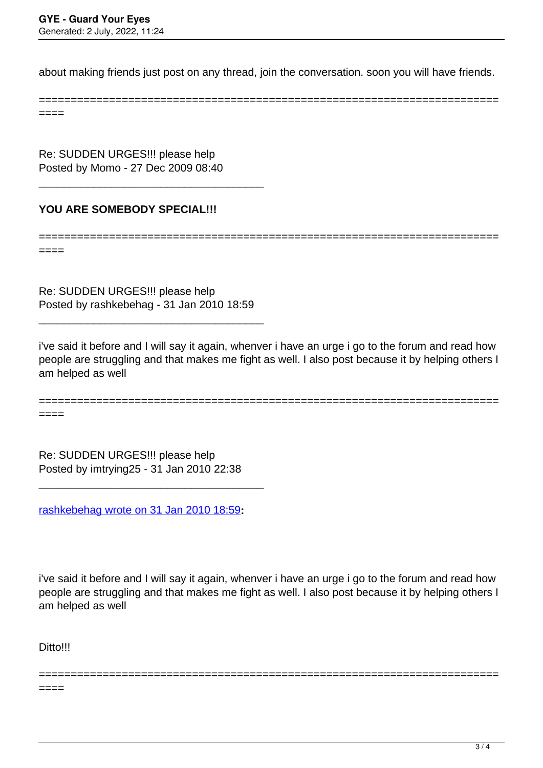about making friends just post on any thread, join the conversation. soon you will have friends.

============================================================================

Re: SUDDEN URGES!!! please help
Posted by Momo - 27 Dec 2009 08:40

---

**YOU ARE SOMEBODY SPECIAL!!!**

============================================================================

Re: SUDDEN URGES!!! please help
Posted by rashkebehag - 31 Jan 2010 18:59

---

i've said it before and I will say it again, whenver i have an urge i go to the forum and read how people are struggling and that makes me fight as well. I also post because it by helping others I am helped as well

============================================================================

Re: SUDDEN URGES!!! please help
Posted by imtrying25 - 31 Jan 2010 22:38

---

rashkebehag wrote on 31 Jan 2010 18:59**:**

i've said it before and I will say it again, whenver i have an urge i go to the forum and read how people are struggling and that makes me fight as well. I also post because it by helping others I am helped as well

Ditto!!!

============================================================================